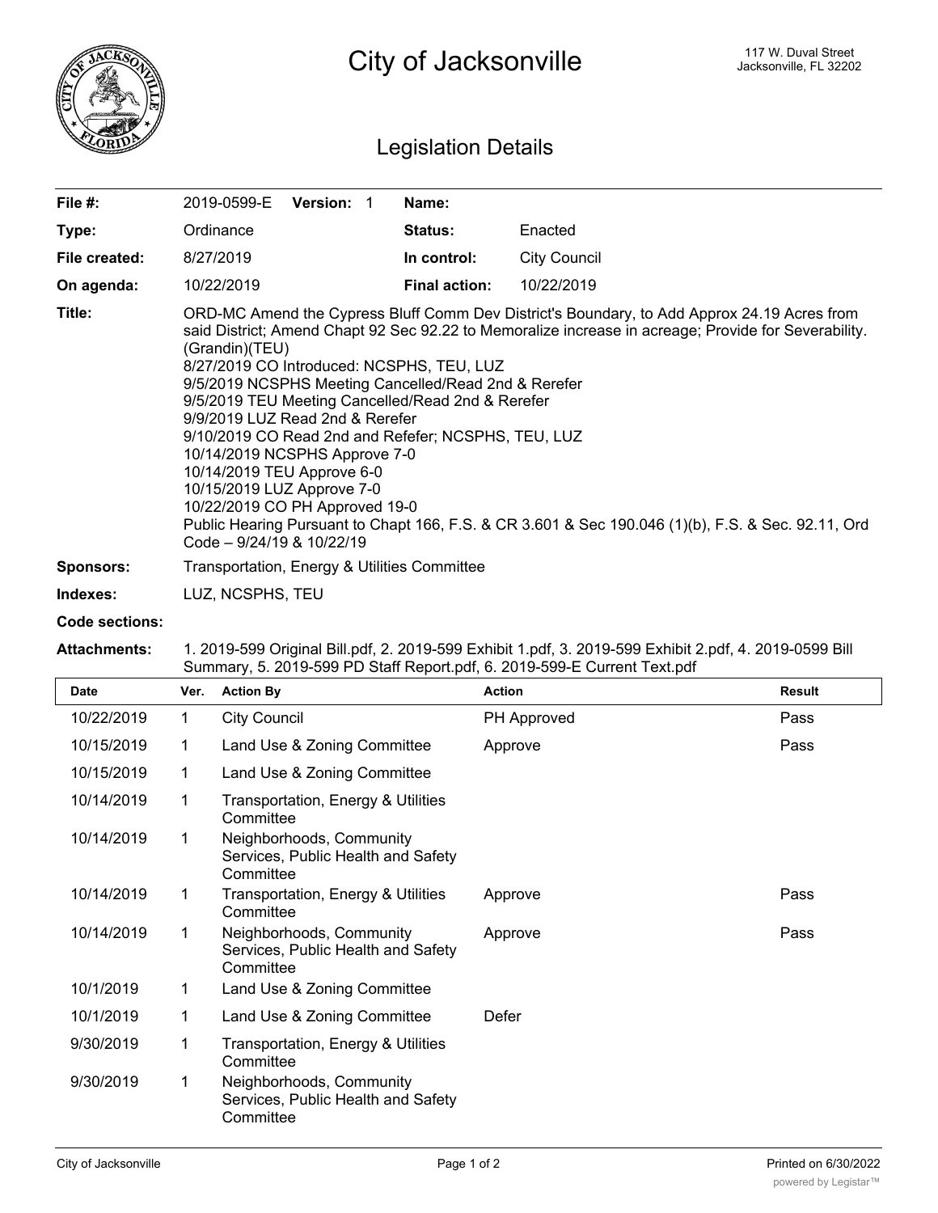# City of Jacksonville

117 W. Duval Street
Jacksonville, FL 32202

## Legislation Details

| | | | |
|---|---|---|---|
| **File #:** | 2019-0599-E **Version:** 1 | **Name:** | |
| **Type:** | Ordinance | **Status:** | Enacted |
| **File created:** | 8/27/2019 | **In control:** | City Council |
| **On agenda:** | 10/22/2019 | **Final action:** | 10/22/2019 |

**Title:** ORD-MC Amend the Cypress Bluff Comm Dev District's Boundary, to Add Approx 24.19 Acres from said District; Amend Chapt 92 Sec 92.22 to Memoralize increase in acreage; Provide for Severability. (Grandin)(TEU)
8/27/2019 CO Introduced: NCSPHS, TEU, LUZ
9/5/2019 NCSPHS Meeting Cancelled/Read 2nd & Rerefer
9/5/2019 TEU Meeting Cancelled/Read 2nd & Rerefer
9/9/2019 LUZ Read 2nd & Rerefer
9/10/2019 CO Read 2nd and Refefer; NCSPHS, TEU, LUZ
10/14/2019 NCSPHS Approve 7-0
10/14/2019 TEU Approve 6-0
10/15/2019 LUZ Approve 7-0
10/22/2019 CO PH Approved 19-0
Public Hearing Pursuant to Chapt 166, F.S. & CR 3.601 & Sec 190.046 (1)(b), F.S. & Sec. 92.11, Ord Code – 9/24/19 & 10/22/19

**Sponsors:** Transportation, Energy & Utilities Committee

**Indexes:** LUZ, NCSPHS, TEU

**Code sections:**

**Attachments:** 1. 2019-599 Original Bill.pdf, 2. 2019-599 Exhibit 1.pdf, 3. 2019-599 Exhibit 2.pdf, 4. 2019-0599 Bill Summary, 5. 2019-599 PD Staff Report.pdf, 6. 2019-599-E Current Text.pdf

| Date | Ver. | Action By | Action | Result |
|---|---|---|---|---|
| 10/22/2019 | 1 | City Council | PH Approved | Pass |
| 10/15/2019 | 1 | Land Use & Zoning Committee | Approve | Pass |
| 10/15/2019 | 1 | Land Use & Zoning Committee | | |
| 10/14/2019 | 1 | Transportation, Energy & Utilities Committee | | |
| 10/14/2019 | 1 | Neighborhoods, Community Services, Public Health and Safety Committee | | |
| 10/14/2019 | 1 | Transportation, Energy & Utilities Committee | Approve | Pass |
| 10/14/2019 | 1 | Neighborhoods, Community Services, Public Health and Safety Committee | Approve | Pass |
| 10/1/2019 | 1 | Land Use & Zoning Committee | | |
| 10/1/2019 | 1 | Land Use & Zoning Committee | Defer | |
| 9/30/2019 | 1 | Transportation, Energy & Utilities Committee | | |
| 9/30/2019 | 1 | Neighborhoods, Community Services, Public Health and Safety Committee | | |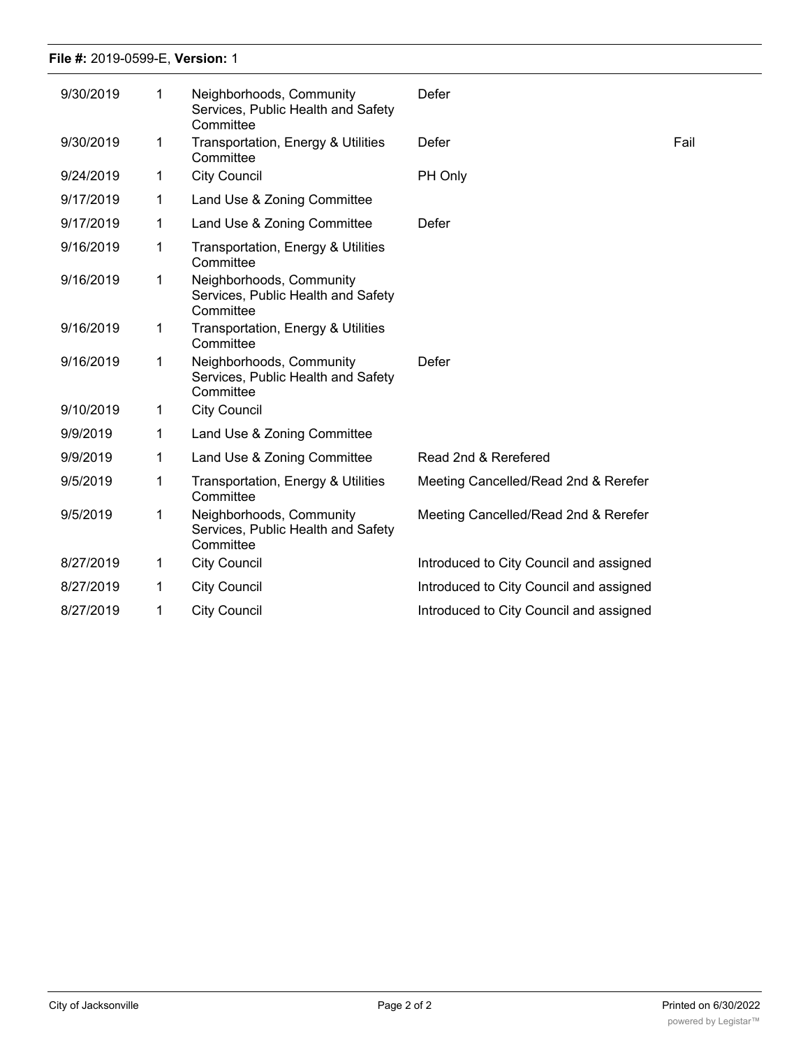**File #:** 2019-0599-E, **Version:** 1

| | | | | |
|---|---|---|---|---|
| 9/30/2019 | 1 | Neighborhoods, Community Services, Public Health and Safety Committee | Defer | |
| 9/30/2019 | 1 | Transportation, Energy & Utilities Committee | Defer | Fail |
| 9/24/2019 | 1 | City Council | PH Only | |
| 9/17/2019 | 1 | Land Use & Zoning Committee | | |
| 9/17/2019 | 1 | Land Use & Zoning Committee | Defer | |
| 9/16/2019 | 1 | Transportation, Energy & Utilities Committee | | |
| 9/16/2019 | 1 | Neighborhoods, Community Services, Public Health and Safety Committee | | |
| 9/16/2019 | 1 | Transportation, Energy & Utilities Committee | | |
| 9/16/2019 | 1 | Neighborhoods, Community Services, Public Health and Safety Committee | Defer | |
| 9/10/2019 | 1 | City Council | | |
| 9/9/2019 | 1 | Land Use & Zoning Committee | | |
| 9/9/2019 | 1 | Land Use & Zoning Committee | Read 2nd & Rerefered | |
| 9/5/2019 | 1 | Transportation, Energy & Utilities Committee | Meeting Cancelled/Read 2nd & Rerefer | |
| 9/5/2019 | 1 | Neighborhoods, Community Services, Public Health and Safety Committee | Meeting Cancelled/Read 2nd & Rerefer | |
| 8/27/2019 | 1 | City Council | Introduced to City Council and assigned | |
| 8/27/2019 | 1 | City Council | Introduced to City Council and assigned | |
| 8/27/2019 | 1 | City Council | Introduced to City Council and assigned | |